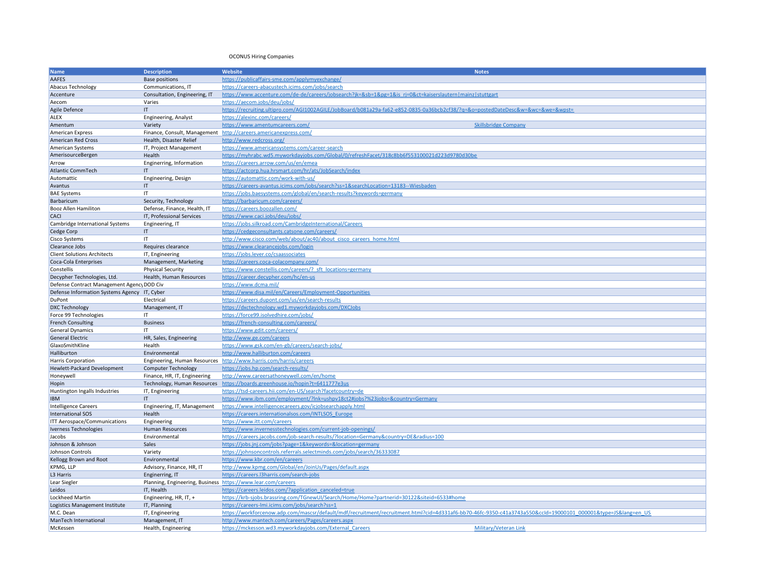OCONUS Hiring Companies

| Name | Description | Website | Notes |
|---|---|---|---|
| AAFES | Base positions | https://publicaffairs-sme.com/applymyexchange/ | |
| Abacus Technology | Communications, IT | https://careers-abacustech.icims.com/jobs/search | |
| Accenture | Consultation, Engineering, IT | https://www.accenture.com/de-de/careers/jobsearch?jk=&sb=1&pg=1&is_rj=0&ct=kaiserslautern\|mainz\|stuttgart | |
| Aecom | Varies | https://aecom.jobs/deu/jobs/ | |
| Agile Defence | IT | https://recruiting.ultipro.com/AGI1002AGILE/JobBoard/b081a29a-fa62-e852-0835-0a36bcb2cf38/?q=&o=postedDateDesc&w=&wc=&we=&wpst= | |
| ALEX | Engineering, Analyst | https://alexinc.com/careers/ | |
| Amentum | Variety | https://www.amentumcareers.com/ | Skillsbridge Company |
| American Express | Finance, Consult, Management | http://careers.americanexpress.com/ | |
| American Red Cross | Health, Disaster Relief | http://www.redcross.org/ | |
| American Systems | IT, Project Management | https://www.americansystems.com/career-search | |
| AmerisourceBergen | Health | https://myhrabc.wd5.myworkdayjobs.com/Global/0/refreshFacet/318c8bb6f553100021d223d9780d30be | |
| Arrow | Engineering, Information | https://careers.arrow.com/us/en/emea | |
| Atlantic CommTech | IT | https://actcorp.hua.hrsmart.com/hr/ats/JobSearch/index | |
| Automattic | Engineering, Design | https://automattic.com/work-with-us/ | |
| Avantus | IT | https://careers-avantus.icims.com/jobs/search?ss=1&searchLocation=13183--Wiesbaden | |
| BAE Systems | IT | https://jobs.baesystems.com/global/en/search-results?keywords=germany | |
| Barbaricum | Security, Technology | https://barbaricum.com/careers/ | |
| Booz Allen Hamiliton | Defense, Finance, Health, IT | https://careers.boozallen.com/ | |
| CACI | IT, Professional Services | https://www.caci.jobs/deu/jobs/ | |
| Cambridge International Systems | Engineering, IT | https://jobs.silkroad.com/CambridgeInternational/Careers | |
| Cedge Corp | IT | https://cedgeconsultants.catsone.com/careers/ | |
| Cisco Systems | IT | http://www.cisco.com/web/about/ac40/about_cisco_careers_home.html | |
| Clearance Jobs | Requires clearance | https://www.clearancejobs.com/login | |
| Client Solutions Architects | IT, Engineering | https://jobs.lever.co/csaassociates | |
| Coca-Cola Enterprises | Management, Marketing | https://careers.coca-colacompany.com/ | |
| Constellis | Physical Security | https://www.constellis.com/careers/?_sft_locations=germany | |
| Decypher Technologies, Ltd. | Health, Human Resources | https://career.decypher.com/hc/en-us | |
| Defense Contract Management Agency | DOD Civ | https://www.dcma.mil/ | |
| Defense Information Systems Agency | IT, Cyber | https://www.disa.mil/en/Careers/Employment-Opportunities | |
| DuPont | Electrical | https://careers.dupont.com/us/en/search-results | |
| DXC Technology | Management, IT | https://dxctechnology.wd1.myworkdayjobs.com/DXCJobs | |
| Force 99 Technologies | IT | https://force99.isolvedhire.com/jobs/ | |
| French Consulting | Business | https://french-consulting.com/careers/ | |
| General Dynamics | IT | https://www.gdit.com/careers/ | |
| General Electric | HR, Sales, Engineering | http://www.ge.com/careers | |
| GlaxoSmithKline | Health | https://www.gsk.com/en-gb/careers/search-jobs/ | |
| Halliburton | Environmental | http://www.halliburton.com/careers | |
| Harris Corporation | Engineering, Human Resources | http://www.harris.com/harris/careers | |
| Hewlett-Packard Development | Computer Technology | https://jobs.hp.com/search-results/ | |
| Honeywell | Finance, HR, IT, Engineering | http://www.careersathoneywell.com/en/home | |
| Hopin | Technology, Human Resources | https://boards.greenhouse.io/hopin?t=6411777e3us | |
| Huntington Ingalls Industries | IT, Engineering | https://tsd-careers.hii.com/en-US/search?facetcountry=de | |
| IBM | IT | https://www.ibm.com/employment/?lnk=ushpv18ct2#jobs?%23jobs=&country=Germany | |
| Intelligence Careers | Engineering, IT, Management | https://www.intelligencecareers.gov/icjobsearchapply.html | |
| International SOS | Health | https://careers.internationalsos.com/INTLSOS_Europe | |
| ITT Aerospace/Communications | Engineering | https://www.itt.com/careers | |
| Iverness Technologies | Human Resources | https://www.invernesstechnologies.com/current-job-openings/ | |
| Jacobs | Environmental | https://careers.jacobs.com/job-search-results/?location=Germany&country=DE&radius=100 | |
| Johnson & Johnson | Sales | https://jobs.jnj.com/jobs?page=1&keywords=&location=germany | |
| Johnson Controls | Variety | https://johnsoncontrols.referrals.selectminds.com/jobs/search/36333087 | |
| Kellogg Brown and Root | Environmental | https://www.kbr.com/en/careers | |
| KPMG, LLP | Advisory, Finance, HR, IT | http://www.kpmg.com/Global/en/JoinUs/Pages/default.aspx | |
| L3 Harris | Engineering, IT | https://careers.l3harris.com/search-jobs | |
| Lear Siegler | Planning, Engineering, Business | https://www.lear.com/careers | |
| Leidos | IT, Health | https://careers.leidos.com/?application_canceled=true | |
| Lockheed Martin | Engineering, HR, IT, + | https://krb-sjobs.brassring.com/TGnewUI/Search/Home/Home?partnerid=30122&siteid=6533#home | |
| Logistics Management Institute | IT, Planning | https://careers-lmi.icims.com/jobs/search?ss=1 | |
| M.C. Dean | IT, Engineering | https://workforcenow.adp.com/mascsr/default/mdf/recruitment/recruitment.html?cid=4d331af6-bb70-46fc-9350-c41a3743a550&ccId=19000101_000001&type=JS&lang=en_US | |
| ManTech International | Management, IT | http://www.mantech.com/careers/Pages/careers.aspx | |
| McKessen | Health, Engineering | https://mckesson.wd3.myworkdayjobs.com/External_Careers | Military/Veteran Link |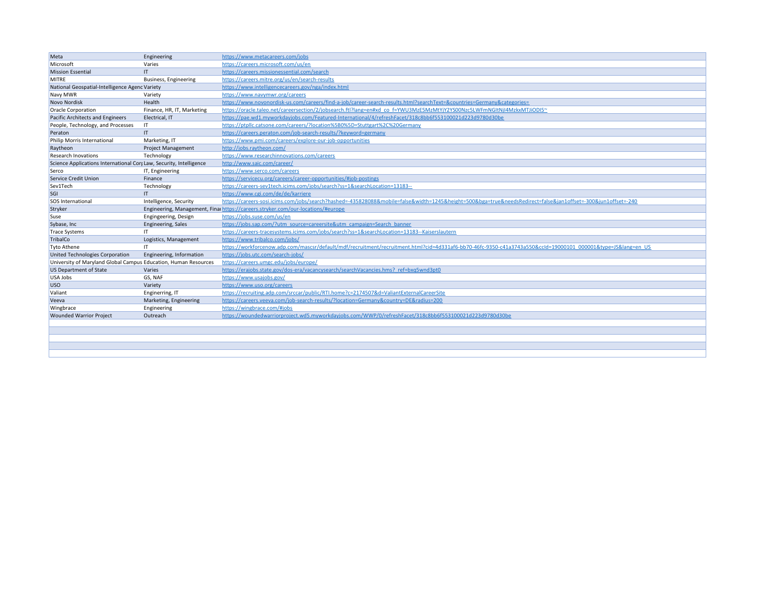| | | |
|---|---|---|
| Meta | Engineering | https://www.metacareers.com/jobs |
| Microsoft | Varies | https://careers.microsoft.com/us/en |
| Mission Essential | IT | https://careers.missionessential.com/search |
| MITRE | Business, Engineering | https://careers.mitre.org/us/en/search-results |
| National Geospatial-Intelligence Agenc | Variety | https://www.intelligencecareers.gov/nga/index.html |
| Navy MWR | Variety | https://www.navymwr.org/careers |
| Novo Nordisk | Health | https://www.novonordisk-us.com/careers/find-a-job/career-search-results.html?searchText=&countries=Germany&categories= |
| Oracle Corporation | Finance, HR, IT, Marketing | https://oracle.taleo.net/careersection/2/jobsearch.ftl?lang=en#xd_co_f=YWU3MzE5MzMtYjY2YS00Nzc5LWFmNGItNjI4MzkxMTJiODI5~ |
| Pacific Architects and Engineers | Electrical, IT | https://pae.wd1.myworkdayjobs.com/Featured-International/4/refreshFacet/318c8bb6f553100021d223d9780d30be |
| People, Technology, and Processes | IT | https://ptpllc.catsone.com/careers/?location%5B0%5D=Stuttgart%2C%20Germany |
| Peraton | IT | https://careers.peraton.com/job-search-results/?keyword=germany |
| Philip Morris International | Marketing, IT | https://www.pmi.com/careers/explore-our-job-opportunities |
| Raytheon | Project Management | http://jobs.raytheon.com/ |
| Research Inovations | Technology | https://www.researchinnovations.com/careers |
| Science Applications International Corp | Law, Security, Intelligence | http://www.saic.com/career/ |
| Serco | IT, Engineering | https://www.serco.com/careers |
| Service Credit Union | Finance | https://servicecu.org/careers/career-opportunities/#job-postings |
| Sev1Tech | Technology | https://careers-sev1tech.icims.com/jobs/search?ss=1&searchLocation=13183-- |
| SGI | IT | https://www.cgi.com/de/de/karriere |
| SOS International | Intelligence, Security | https://careers-sosi.icims.com/jobs/search?hashed=-435828088&mobile=false&width=1245&height=500&bga=true&needsRedirect=false&jan1offset=-300&jun1offset=-240 |
| Stryker | Engineering, Management, Finan | https://careers.stryker.com/our-locations/#europe |
| Suse | Engingeering, Design | https://jobs.suse.com/us/en |
| Sybase, Inc | Engineering, Sales | https://jobs.sap.com/?utm_source=careersite&utm_campaign=Search_banner |
| Trace Systems | IT | https://careers-tracesystems.icims.com/jobs/search?ss=1&searchLocation=13183--Kaiserslautern |
| TribalCo | Logistics, Management | https://www.tribalco.com/jobs/ |
| Tyto Athene | IT | https://workforcenow.adp.com/mascsr/default/mdf/recruitment/recruitment.html?cid=4d331af6-bb70-46fc-9350-c41a3743a550&ccId=19000101_000001&type=JS&lang=en_US |
| United Technologies Corporation | Engineering, Information | https://jobs.utc.com/search-jobs/ |
| University of Maryland Global Campus | Education, Human Resources | https://careers.umgc.edu/jobs/europe/ |
| US Department of State | Varies | https://erajobs.state.gov/dos-era/vacancysearch/searchVacancies.hms?_ref=bxq5wnd3pt0 |
| USA Jobs | GS, NAF | https://www.usajobs.gov/ |
| USO | Variety | https://www.uso.org/careers |
| Valiant | Enginerring, IT | https://recruiting.adp.com/srccar/public/RTI.home?c=2174507&d=ValiantExternalCareerSite |
| Veeva | Marketing, Engineering | https://careers.veeva.com/job-search-results/?location=Germany&country=DE&radius=200 |
| Wingbrace | Engineering | https://wingbrace.com/#jobs |
| Wounded Warrior Project | Outreach | https://woundedwarriorproject.wd5.myworkdayjobs.com/WWP/0/refreshFacet/318c8bb6f553100021d223d9780d30be |